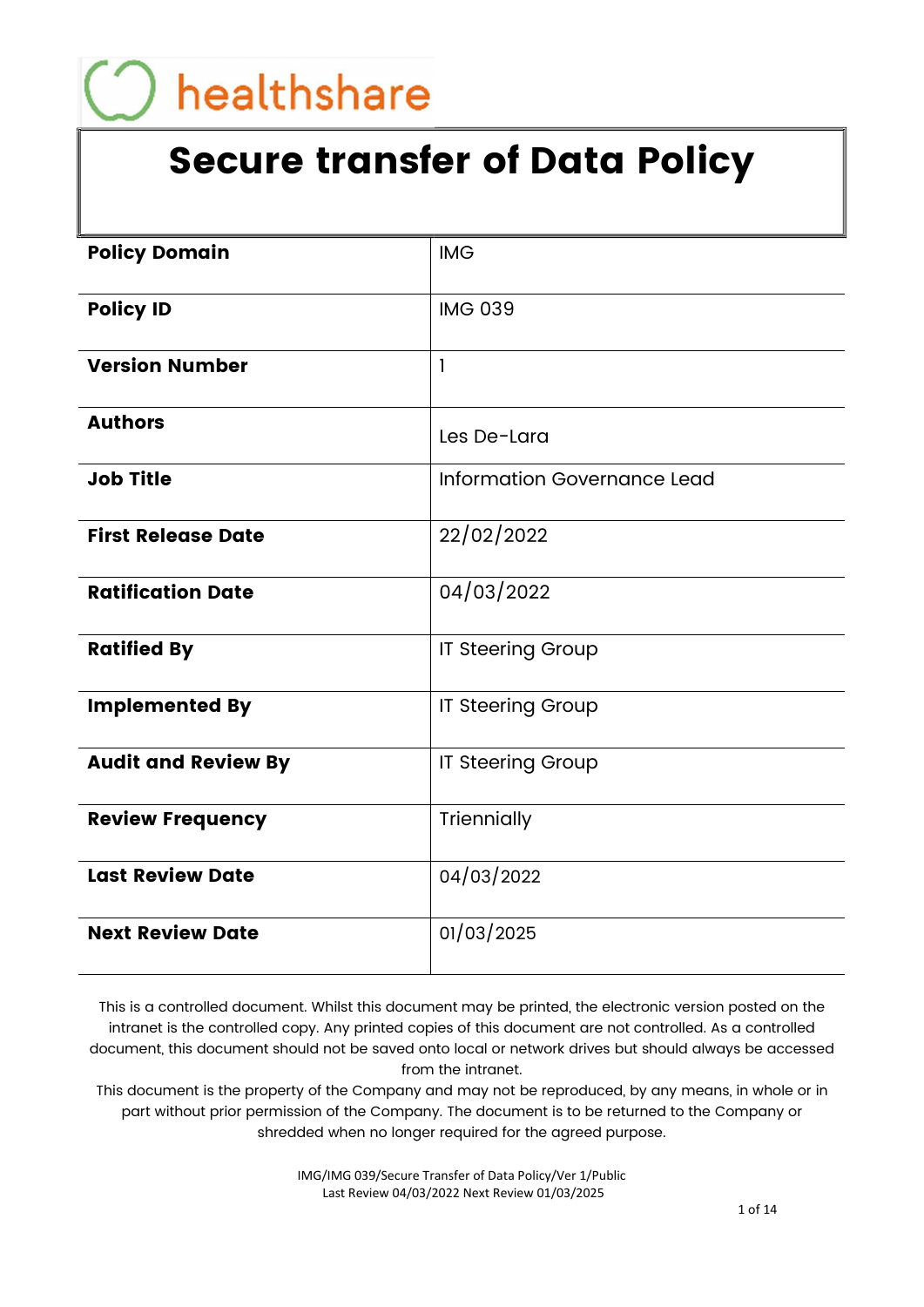healthshare

# Secure transfer of Data Policy

| | |
|---|---|
| **Policy Domain** | IMG |
| **Policy ID** | IMG 039 |
| **Version Number** | 1 |
| **Authors** | Les De-Lara |
| **Job Title** | Information Governance Lead |
| **First Release Date** | 22/02/2022 |
| **Ratification Date** | 04/03/2022 |
| **Ratified By** | IT Steering Group |
| **Implemented By** | IT Steering Group |
| **Audit and Review By** | IT Steering Group |
| **Review Frequency** | Triennially |
| **Last Review Date** | 04/03/2022 |
| **Next Review Date** | 01/03/2025 |

This is a controlled document. Whilst this document may be printed, the electronic version posted on the intranet is the controlled copy. Any printed copies of this document are not controlled. As a controlled document, this document should not be saved onto local or network drives but should always be accessed from the intranet.

This document is the property of the Company and may not be reproduced, by any means, in whole or in part without prior permission of the Company. The document is to be returned to the Company or shredded when no longer required for the agreed purpose.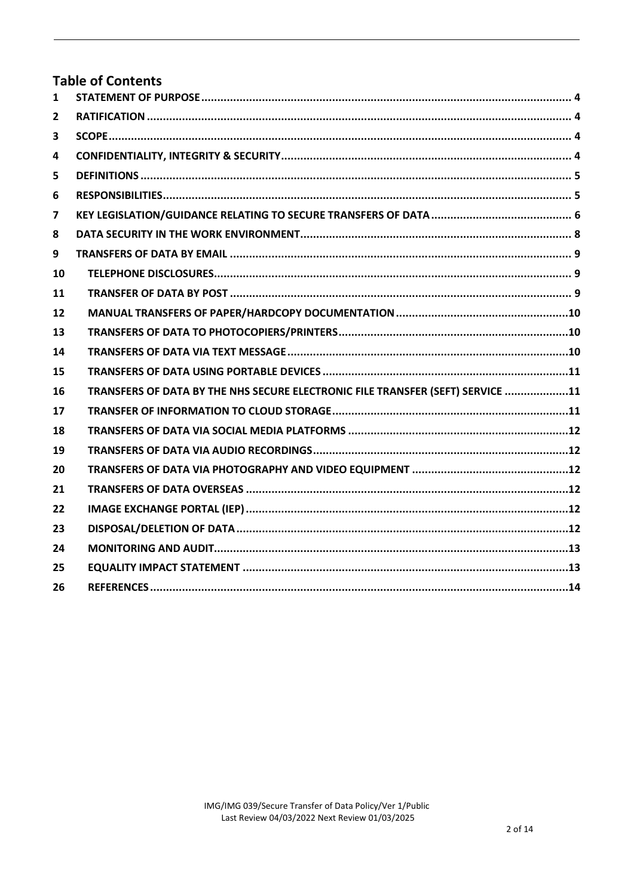## Table of Contents

| | | |
|---|---|---|
| 1 | STATEMENT OF PURPOSE | 4 |
| 2 | RATIFICATION | 4 |
| 3 | SCOPE | 4 |
| 4 | CONFIDENTIALITY, INTEGRITY & SECURITY | 4 |
| 5 | DEFINITIONS | 5 |
| 6 | RESPONSIBILITIES | 5 |
| 7 | KEY LEGISLATION/GUIDANCE RELATING TO SECURE TRANSFERS OF DATA | 6 |
| 8 | DATA SECURITY IN THE WORK ENVIRONMENT | 8 |
| 9 | TRANSFERS OF DATA BY EMAIL | 9 |
| 10 | TELEPHONE DISCLOSURES | 9 |
| 11 | TRANSFER OF DATA BY POST | 9 |
| 12 | MANUAL TRANSFERS OF PAPER/HARDCOPY DOCUMENTATION | 10 |
| 13 | TRANSFERS OF DATA TO PHOTOCOPIERS/PRINTERS | 10 |
| 14 | TRANSFERS OF DATA VIA TEXT MESSAGE | 10 |
| 15 | TRANSFERS OF DATA USING PORTABLE DEVICES | 11 |
| 16 | TRANSFERS OF DATA BY THE NHS SECURE ELECTRONIC FILE TRANSFER (SEFT) SERVICE | 11 |
| 17 | TRANSFER OF INFORMATION TO CLOUD STORAGE | 11 |
| 18 | TRANSFERS OF DATA VIA SOCIAL MEDIA PLATFORMS | 12 |
| 19 | TRANSFERS OF DATA VIA AUDIO RECORDINGS | 12 |
| 20 | TRANSFERS OF DATA VIA PHOTOGRAPHY AND VIDEO EQUIPMENT | 12 |
| 21 | TRANSFERS OF DATA OVERSEAS | 12 |
| 22 | IMAGE EXCHANGE PORTAL (IEP) | 12 |
| 23 | DISPOSAL/DELETION OF DATA | 12 |
| 24 | MONITORING AND AUDIT | 13 |
| 25 | EQUALITY IMPACT STATEMENT | 13 |
| 26 | REFERENCES | 14 |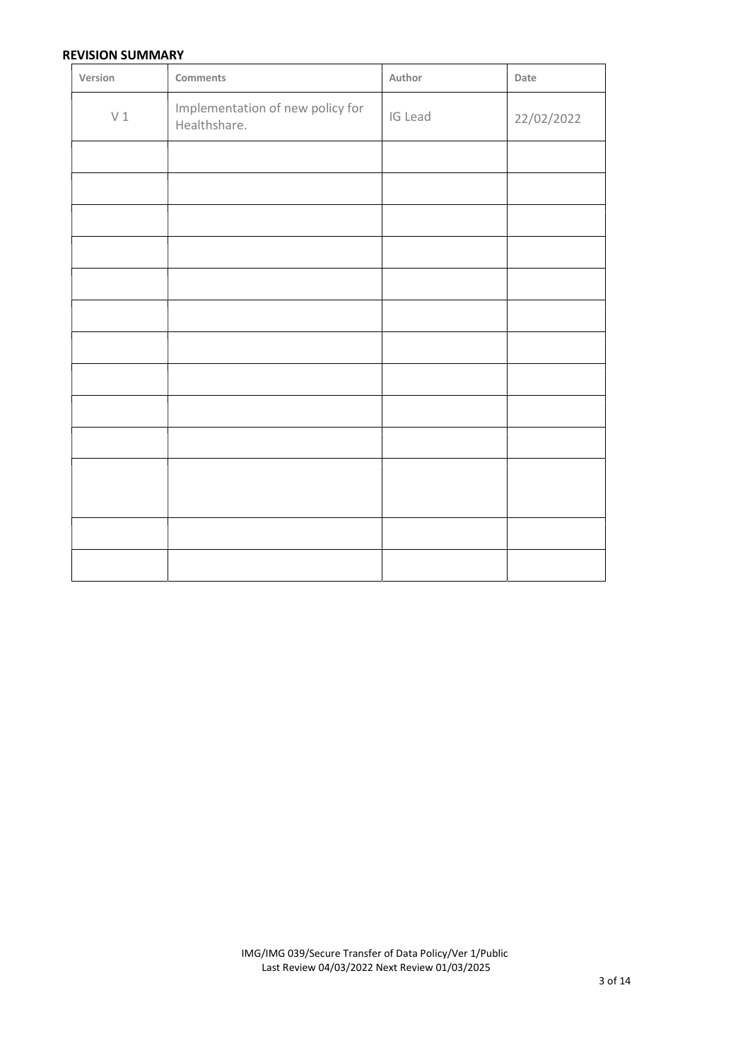**REVISION SUMMARY**

| Version | Comments | Author | Date |
|---|---|---|---|
| V 1 | Implementation of new policy for Healthshare. | IG Lead | 22/02/2022 |
| | | | |
| | | | |
| | | | |
| | | | |
| | | | |
| | | | |
| | | | |
| | | | |
| | | | |
| | | | |
| | | | |
| | | | |
| | | | |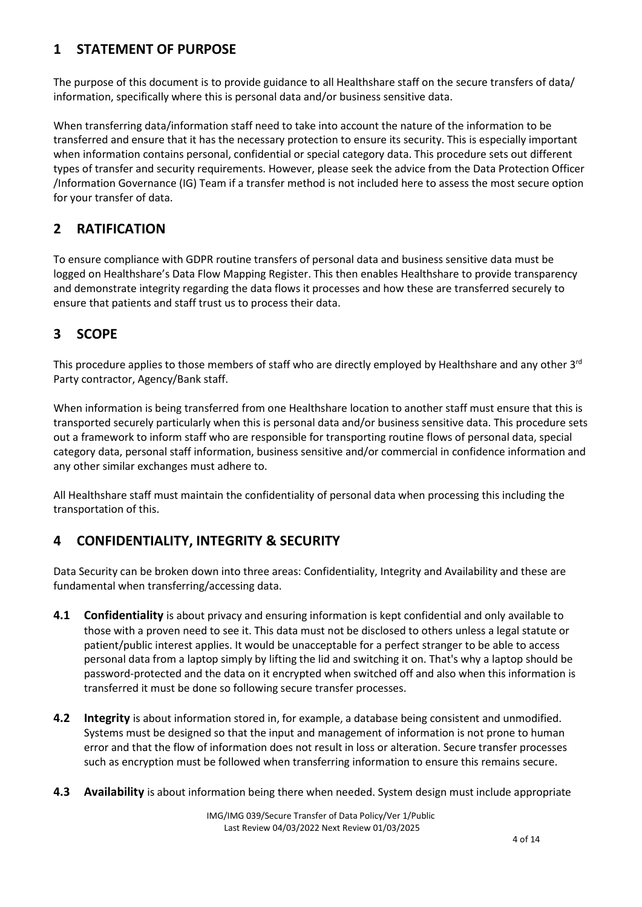## 1 STATEMENT OF PURPOSE

The purpose of this document is to provide guidance to all Healthshare staff on the secure transfers of data/ information, specifically where this is personal data and/or business sensitive data.

When transferring data/information staff need to take into account the nature of the information to be transferred and ensure that it has the necessary protection to ensure its security. This is especially important when information contains personal, confidential or special category data. This procedure sets out different types of transfer and security requirements. However, please seek the advice from the Data Protection Officer /Information Governance (IG) Team if a transfer method is not included here to assess the most secure option for your transfer of data.

## 2 RATIFICATION

To ensure compliance with GDPR routine transfers of personal data and business sensitive data must be logged on Healthshare's Data Flow Mapping Register. This then enables Healthshare to provide transparency and demonstrate integrity regarding the data flows it processes and how these are transferred securely to ensure that patients and staff trust us to process their data.

## 3 SCOPE

This procedure applies to those members of staff who are directly employed by Healthshare and any other 3rd Party contractor, Agency/Bank staff.

When information is being transferred from one Healthshare location to another staff must ensure that this is transported securely particularly when this is personal data and/or business sensitive data. This procedure sets out a framework to inform staff who are responsible for transporting routine flows of personal data, special category data, personal staff information, business sensitive and/or commercial in confidence information and any other similar exchanges must adhere to.

All Healthshare staff must maintain the confidentiality of personal data when processing this including the transportation of this.

## 4 CONFIDENTIALITY, INTEGRITY & SECURITY

Data Security can be broken down into three areas: Confidentiality, Integrity and Availability and these are fundamental when transferring/accessing data.

**4.1 Confidentiality** is about privacy and ensuring information is kept confidential and only available to those with a proven need to see it. This data must not be disclosed to others unless a legal statute or patient/public interest applies. It would be unacceptable for a perfect stranger to be able to access personal data from a laptop simply by lifting the lid and switching it on. That's why a laptop should be password-protected and the data on it encrypted when switched off and also when this information is transferred it must be done so following secure transfer processes.

**4.2 Integrity** is about information stored in, for example, a database being consistent and unmodified. Systems must be designed so that the input and management of information is not prone to human error and that the flow of information does not result in loss or alteration. Secure transfer processes such as encryption must be followed when transferring information to ensure this remains secure.

**4.3 Availability** is about information being there when needed. System design must include appropriate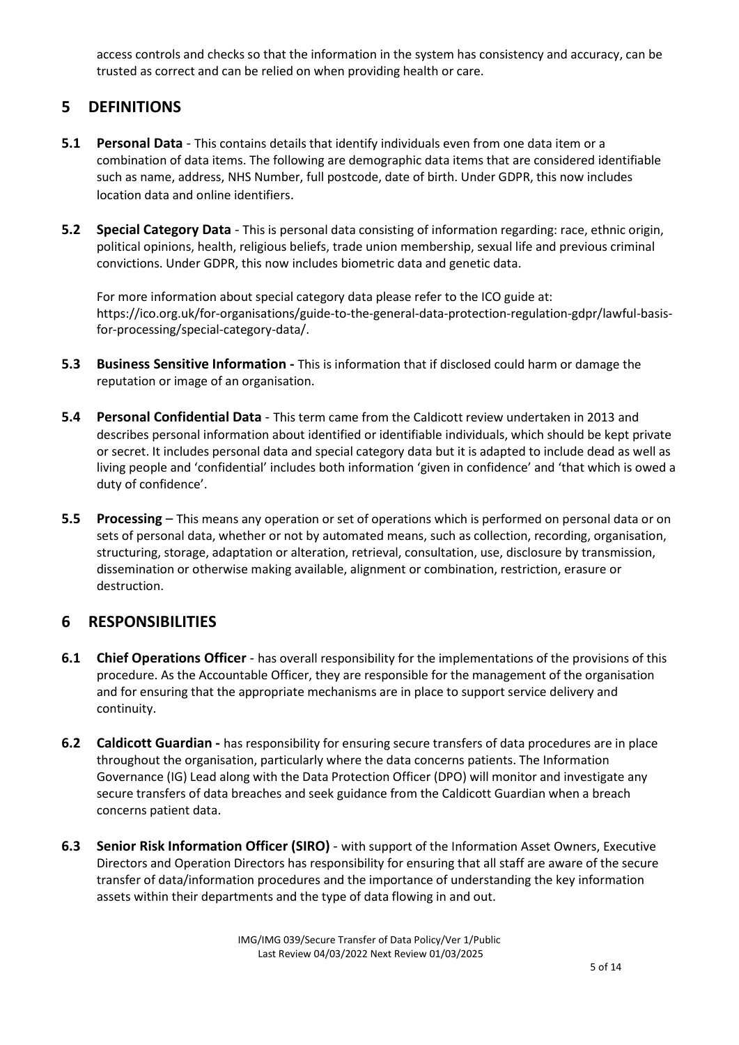access controls and checks so that the information in the system has consistency and accuracy, can be trusted as correct and can be relied on when providing health or care.

## 5 DEFINITIONS

**5.1 Personal Data** - This contains details that identify individuals even from one data item or a combination of data items. The following are demographic data items that are considered identifiable such as name, address, NHS Number, full postcode, date of birth. Under GDPR, this now includes location data and online identifiers.

**5.2 Special Category Data** - This is personal data consisting of information regarding: race, ethnic origin, political opinions, health, religious beliefs, trade union membership, sexual life and previous criminal convictions. Under GDPR, this now includes biometric data and genetic data.

For more information about special category data please refer to the ICO guide at: https://ico.org.uk/for-organisations/guide-to-the-general-data-protection-regulation-gdpr/lawful-basis-for-processing/special-category-data/.

**5.3 Business Sensitive Information -** This is information that if disclosed could harm or damage the reputation or image of an organisation.

**5.4 Personal Confidential Data** - This term came from the Caldicott review undertaken in 2013 and describes personal information about identified or identifiable individuals, which should be kept private or secret. It includes personal data and special category data but it is adapted to include dead as well as living people and 'confidential' includes both information 'given in confidence' and 'that which is owed a duty of confidence'.

**5.5 Processing** – This means any operation or set of operations which is performed on personal data or on sets of personal data, whether or not by automated means, such as collection, recording, organisation, structuring, storage, adaptation or alteration, retrieval, consultation, use, disclosure by transmission, dissemination or otherwise making available, alignment or combination, restriction, erasure or destruction.

## 6 RESPONSIBILITIES

**6.1 Chief Operations Officer** - has overall responsibility for the implementations of the provisions of this procedure. As the Accountable Officer, they are responsible for the management of the organisation and for ensuring that the appropriate mechanisms are in place to support service delivery and continuity.

**6.2 Caldicott Guardian -** has responsibility for ensuring secure transfers of data procedures are in place throughout the organisation, particularly where the data concerns patients. The Information Governance (IG) Lead along with the Data Protection Officer (DPO) will monitor and investigate any secure transfers of data breaches and seek guidance from the Caldicott Guardian when a breach concerns patient data.

**6.3 Senior Risk Information Officer (SIRO)** - with support of the Information Asset Owners, Executive Directors and Operation Directors has responsibility for ensuring that all staff are aware of the secure transfer of data/information procedures and the importance of understanding the key information assets within their departments and the type of data flowing in and out.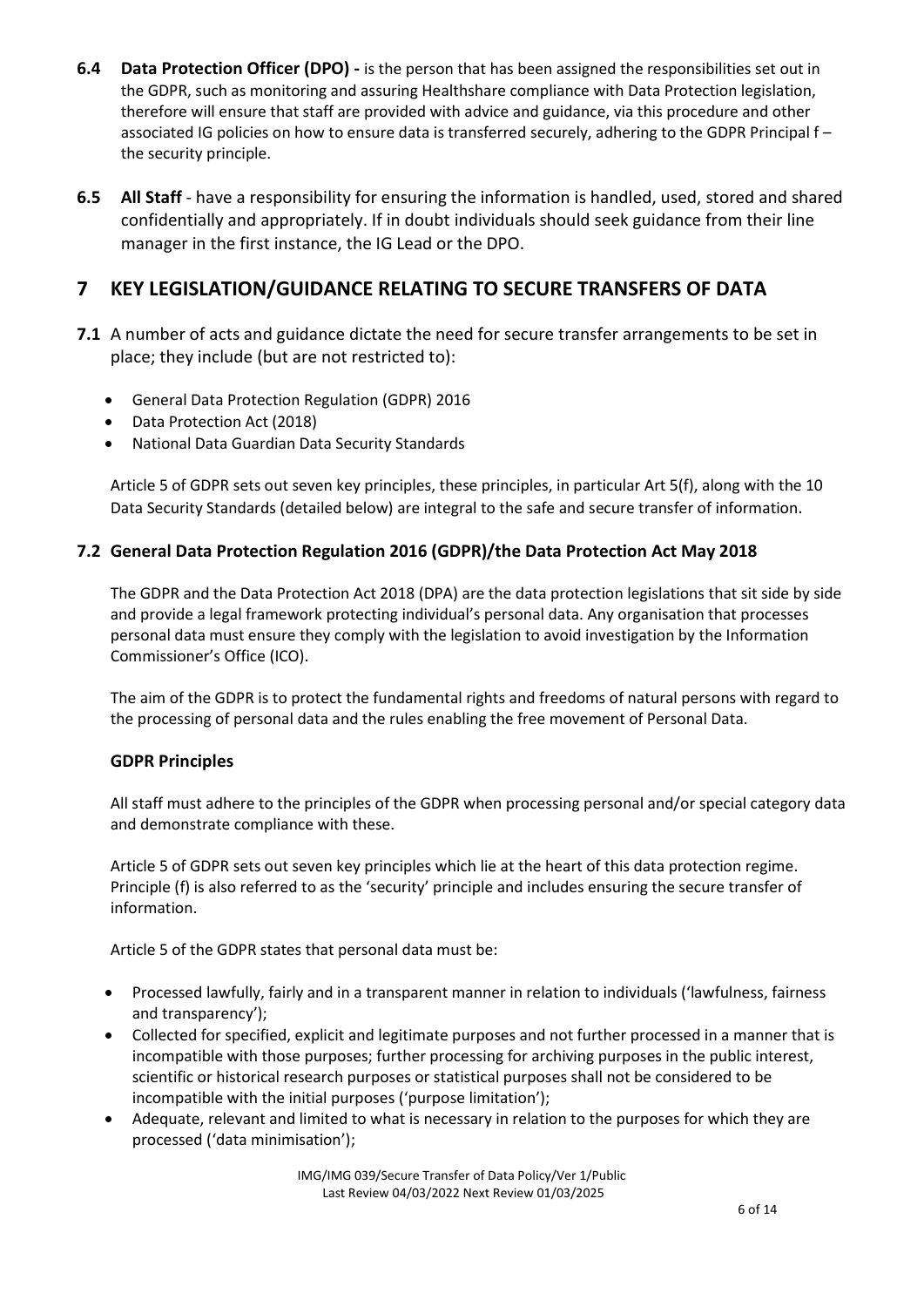**6.4 Data Protection Officer (DPO) -** is the person that has been assigned the responsibilities set out in the GDPR, such as monitoring and assuring Healthshare compliance with Data Protection legislation, therefore will ensure that staff are provided with advice and guidance, via this procedure and other associated IG policies on how to ensure data is transferred securely, adhering to the GDPR Principal f – the security principle.

**6.5 All Staff** - have a responsibility for ensuring the information is handled, used, stored and shared confidentially and appropriately. If in doubt individuals should seek guidance from their line manager in the first instance, the IG Lead or the DPO.

# 7 KEY LEGISLATION/GUIDANCE RELATING TO SECURE TRANSFERS OF DATA

**7.1** A number of acts and guidance dictate the need for secure transfer arrangements to be set in place; they include (but are not restricted to):

- General Data Protection Regulation (GDPR) 2016
- Data Protection Act (2018)
- National Data Guardian Data Security Standards

Article 5 of GDPR sets out seven key principles, these principles, in particular Art 5(f), along with the 10 Data Security Standards (detailed below) are integral to the safe and secure transfer of information.

### 7.2 General Data Protection Regulation 2016 (GDPR)/the Data Protection Act May 2018

The GDPR and the Data Protection Act 2018 (DPA) are the data protection legislations that sit side by side and provide a legal framework protecting individual's personal data. Any organisation that processes personal data must ensure they comply with the legislation to avoid investigation by the Information Commissioner's Office (ICO).

The aim of the GDPR is to protect the fundamental rights and freedoms of natural persons with regard to the processing of personal data and the rules enabling the free movement of Personal Data.

#### GDPR Principles

All staff must adhere to the principles of the GDPR when processing personal and/or special category data and demonstrate compliance with these.

Article 5 of GDPR sets out seven key principles which lie at the heart of this data protection regime. Principle (f) is also referred to as the 'security' principle and includes ensuring the secure transfer of information.

Article 5 of the GDPR states that personal data must be:

- Processed lawfully, fairly and in a transparent manner in relation to individuals ('lawfulness, fairness and transparency');
- Collected for specified, explicit and legitimate purposes and not further processed in a manner that is incompatible with those purposes; further processing for archiving purposes in the public interest, scientific or historical research purposes or statistical purposes shall not be considered to be incompatible with the initial purposes ('purpose limitation');
- Adequate, relevant and limited to what is necessary in relation to the purposes for which they are processed ('data minimisation');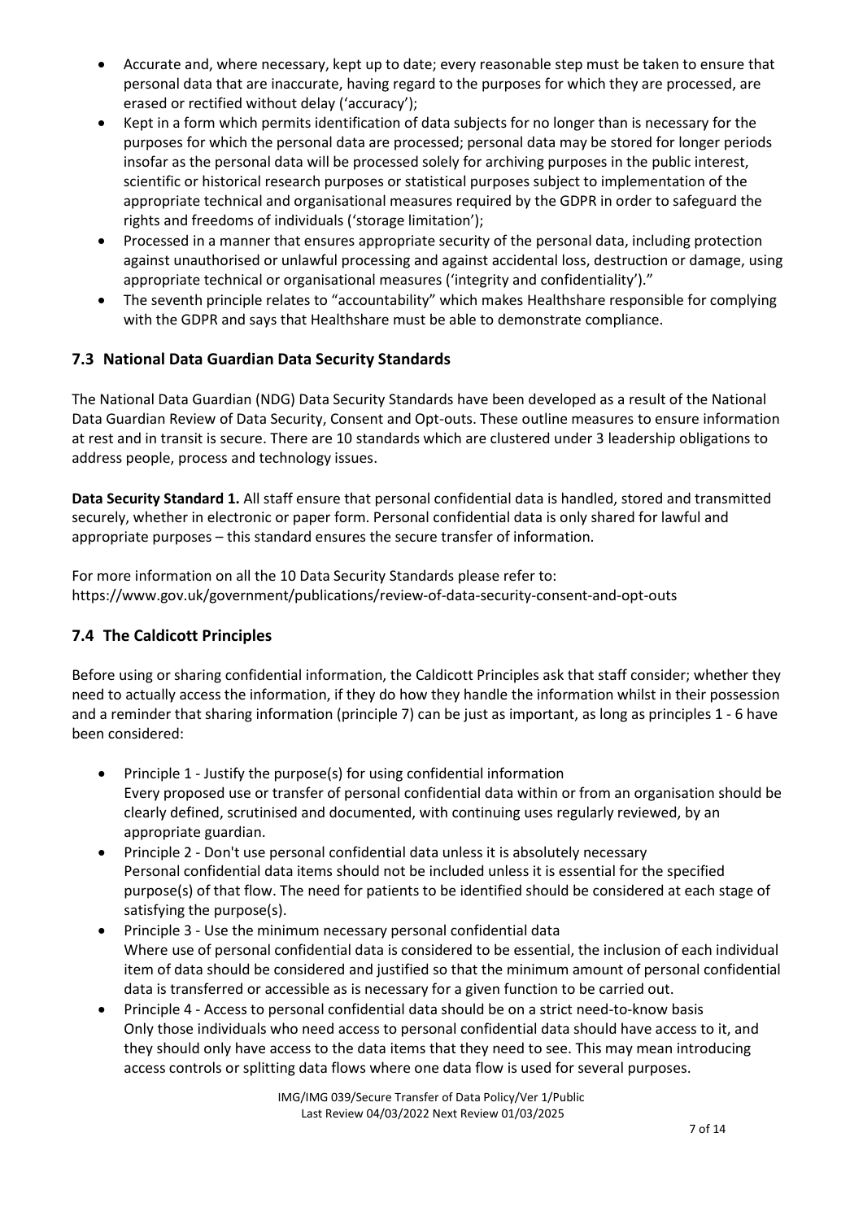- Accurate and, where necessary, kept up to date; every reasonable step must be taken to ensure that personal data that are inaccurate, having regard to the purposes for which they are processed, are erased or rectified without delay ('accuracy');
- Kept in a form which permits identification of data subjects for no longer than is necessary for the purposes for which the personal data are processed; personal data may be stored for longer periods insofar as the personal data will be processed solely for archiving purposes in the public interest, scientific or historical research purposes or statistical purposes subject to implementation of the appropriate technical and organisational measures required by the GDPR in order to safeguard the rights and freedoms of individuals ('storage limitation');
- Processed in a manner that ensures appropriate security of the personal data, including protection against unauthorised or unlawful processing and against accidental loss, destruction or damage, using appropriate technical or organisational measures ('integrity and confidentiality')."
- The seventh principle relates to "accountability" which makes Healthshare responsible for complying with the GDPR and says that Healthshare must be able to demonstrate compliance.

## 7.3 National Data Guardian Data Security Standards

The National Data Guardian (NDG) Data Security Standards have been developed as a result of the National Data Guardian Review of Data Security, Consent and Opt-outs. These outline measures to ensure information at rest and in transit is secure. There are 10 standards which are clustered under 3 leadership obligations to address people, process and technology issues.

**Data Security Standard 1.** All staff ensure that personal confidential data is handled, stored and transmitted securely, whether in electronic or paper form. Personal confidential data is only shared for lawful and appropriate purposes – this standard ensures the secure transfer of information.

For more information on all the 10 Data Security Standards please refer to:
https://www.gov.uk/government/publications/review-of-data-security-consent-and-opt-outs

## 7.4 The Caldicott Principles

Before using or sharing confidential information, the Caldicott Principles ask that staff consider; whether they need to actually access the information, if they do how they handle the information whilst in their possession and a reminder that sharing information (principle 7) can be just as important, as long as principles 1 - 6 have been considered:

- Principle 1 - Justify the purpose(s) for using confidential information
  Every proposed use or transfer of personal confidential data within or from an organisation should be clearly defined, scrutinised and documented, with continuing uses regularly reviewed, by an appropriate guardian.
- Principle 2 - Don't use personal confidential data unless it is absolutely necessary
  Personal confidential data items should not be included unless it is essential for the specified purpose(s) of that flow. The need for patients to be identified should be considered at each stage of satisfying the purpose(s).
- Principle 3 - Use the minimum necessary personal confidential data
  Where use of personal confidential data is considered to be essential, the inclusion of each individual item of data should be considered and justified so that the minimum amount of personal confidential data is transferred or accessible as is necessary for a given function to be carried out.
- Principle 4 - Access to personal confidential data should be on a strict need-to-know basis
  Only those individuals who need access to personal confidential data should have access to it, and they should only have access to the data items that they need to see. This may mean introducing access controls or splitting data flows where one data flow is used for several purposes.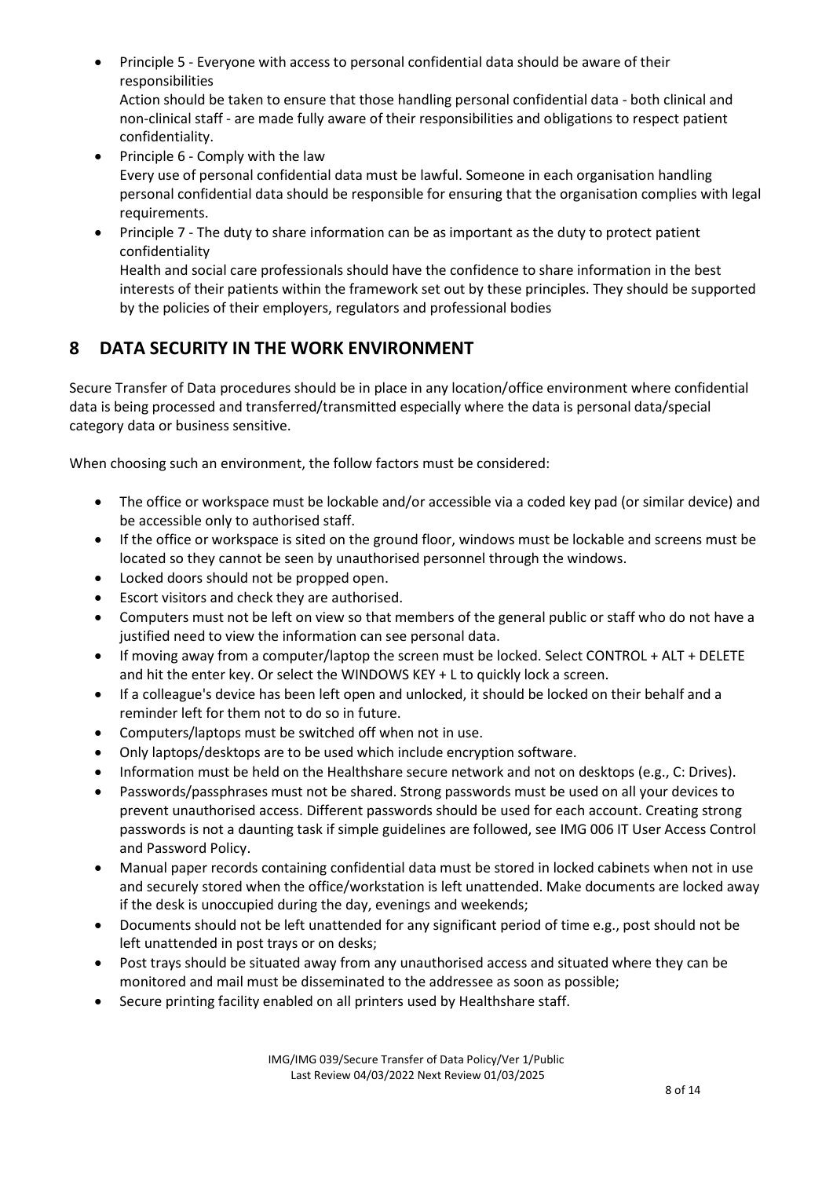- Principle 5 - Everyone with access to personal confidential data should be aware of their responsibilities
  Action should be taken to ensure that those handling personal confidential data - both clinical and non-clinical staff - are made fully aware of their responsibilities and obligations to respect patient confidentiality.
- Principle 6 - Comply with the law
  Every use of personal confidential data must be lawful. Someone in each organisation handling personal confidential data should be responsible for ensuring that the organisation complies with legal requirements.
- Principle 7 - The duty to share information can be as important as the duty to protect patient confidentiality
  Health and social care professionals should have the confidence to share information in the best interests of their patients within the framework set out by these principles. They should be supported by the policies of their employers, regulators and professional bodies

## 8 DATA SECURITY IN THE WORK ENVIRONMENT

Secure Transfer of Data procedures should be in place in any location/office environment where confidential data is being processed and transferred/transmitted especially where the data is personal data/special category data or business sensitive.

When choosing such an environment, the follow factors must be considered:

- The office or workspace must be lockable and/or accessible via a coded key pad (or similar device) and be accessible only to authorised staff.
- If the office or workspace is sited on the ground floor, windows must be lockable and screens must be located so they cannot be seen by unauthorised personnel through the windows.
- Locked doors should not be propped open.
- Escort visitors and check they are authorised.
- Computers must not be left on view so that members of the general public or staff who do not have a justified need to view the information can see personal data.
- If moving away from a computer/laptop the screen must be locked. Select CONTROL + ALT + DELETE and hit the enter key. Or select the WINDOWS KEY + L to quickly lock a screen.
- If a colleague's device has been left open and unlocked, it should be locked on their behalf and a reminder left for them not to do so in future.
- Computers/laptops must be switched off when not in use.
- Only laptops/desktops are to be used which include encryption software.
- Information must be held on the Healthshare secure network and not on desktops (e.g., C: Drives).
- Passwords/passphrases must not be shared. Strong passwords must be used on all your devices to prevent unauthorised access. Different passwords should be used for each account. Creating strong passwords is not a daunting task if simple guidelines are followed, see IMG 006 IT User Access Control and Password Policy.
- Manual paper records containing confidential data must be stored in locked cabinets when not in use and securely stored when the office/workstation is left unattended. Make documents are locked away if the desk is unoccupied during the day, evenings and weekends;
- Documents should not be left unattended for any significant period of time e.g., post should not be left unattended in post trays or on desks;
- Post trays should be situated away from any unauthorised access and situated where they can be monitored and mail must be disseminated to the addressee as soon as possible;
- Secure printing facility enabled on all printers used by Healthshare staff.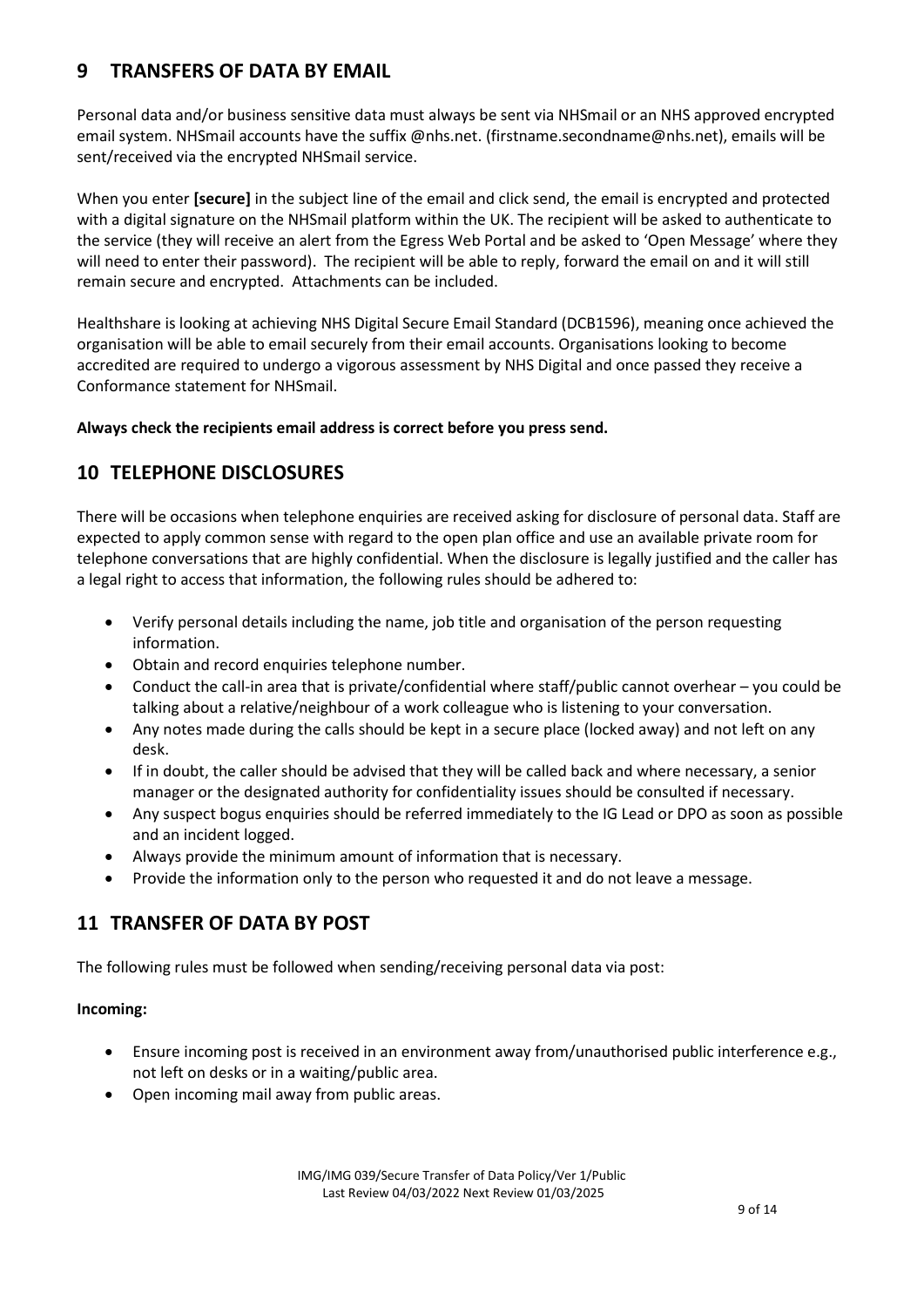## 9 TRANSFERS OF DATA BY EMAIL

Personal data and/or business sensitive data must always be sent via NHSmail or an NHS approved encrypted email system. NHSmail accounts have the suffix @nhs.net. (firstname.secondname@nhs.net), emails will be sent/received via the encrypted NHSmail service.

When you enter **[secure]** in the subject line of the email and click send, the email is encrypted and protected with a digital signature on the NHSmail platform within the UK. The recipient will be asked to authenticate to the service (they will receive an alert from the Egress Web Portal and be asked to 'Open Message' where they will need to enter their password). The recipient will be able to reply, forward the email on and it will still remain secure and encrypted. Attachments can be included.

Healthshare is looking at achieving NHS Digital Secure Email Standard (DCB1596), meaning once achieved the organisation will be able to email securely from their email accounts. Organisations looking to become accredited are required to undergo a vigorous assessment by NHS Digital and once passed they receive a Conformance statement for NHSmail.

**Always check the recipients email address is correct before you press send.**

## 10 TELEPHONE DISCLOSURES

There will be occasions when telephone enquiries are received asking for disclosure of personal data. Staff are expected to apply common sense with regard to the open plan office and use an available private room for telephone conversations that are highly confidential. When the disclosure is legally justified and the caller has a legal right to access that information, the following rules should be adhered to:

- Verify personal details including the name, job title and organisation of the person requesting information.
- Obtain and record enquiries telephone number.
- Conduct the call-in area that is private/confidential where staff/public cannot overhear – you could be talking about a relative/neighbour of a work colleague who is listening to your conversation.
- Any notes made during the calls should be kept in a secure place (locked away) and not left on any desk.
- If in doubt, the caller should be advised that they will be called back and where necessary, a senior manager or the designated authority for confidentiality issues should be consulted if necessary.
- Any suspect bogus enquiries should be referred immediately to the IG Lead or DPO as soon as possible and an incident logged.
- Always provide the minimum amount of information that is necessary.
- Provide the information only to the person who requested it and do not leave a message.

## 11 TRANSFER OF DATA BY POST

The following rules must be followed when sending/receiving personal data via post:

**Incoming:**

- Ensure incoming post is received in an environment away from/unauthorised public interference e.g., not left on desks or in a waiting/public area.
- Open incoming mail away from public areas.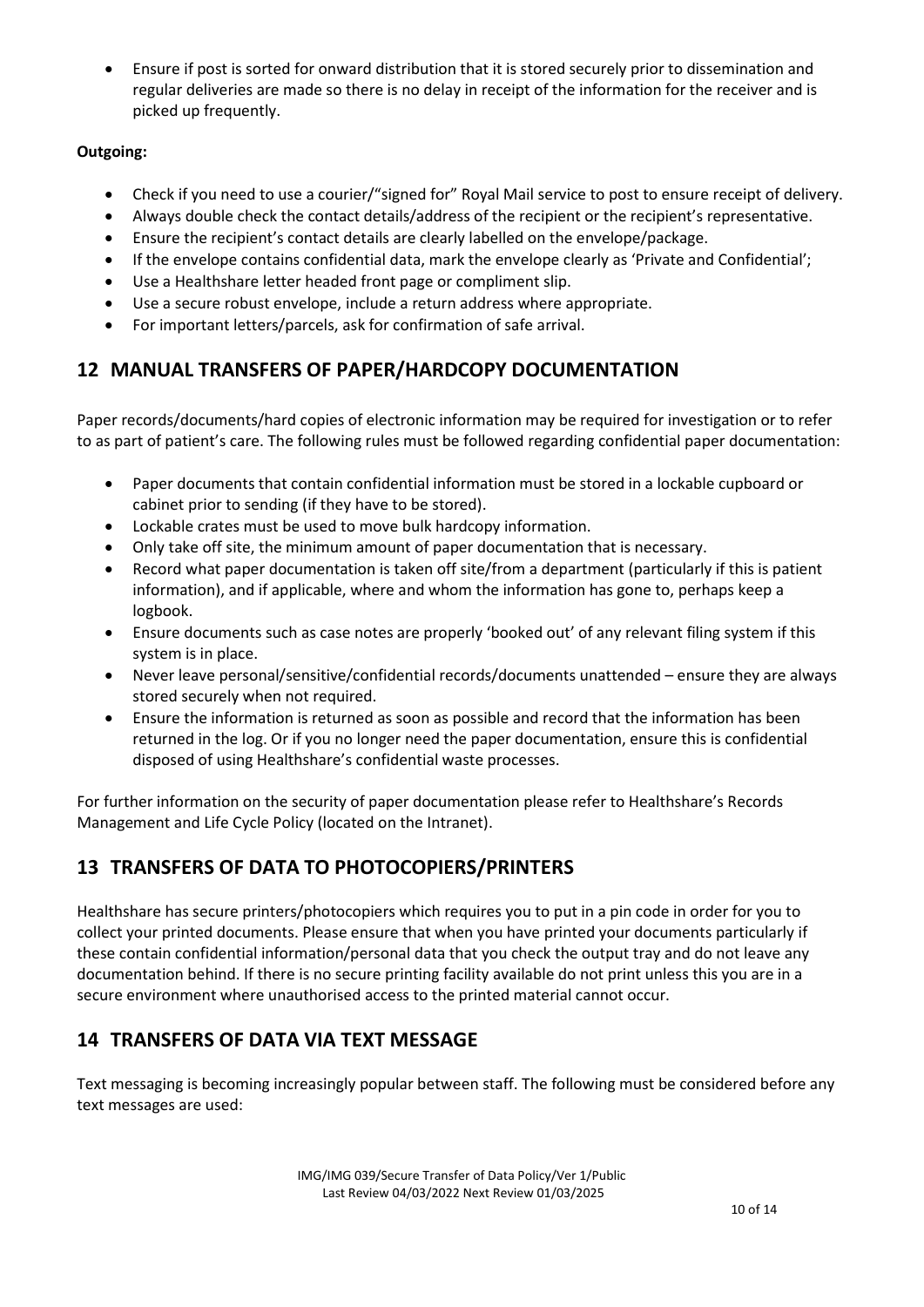- Ensure if post is sorted for onward distribution that it is stored securely prior to dissemination and regular deliveries are made so there is no delay in receipt of the information for the receiver and is picked up frequently.

**Outgoing:**

- Check if you need to use a courier/"signed for" Royal Mail service to post to ensure receipt of delivery.
- Always double check the contact details/address of the recipient or the recipient's representative.
- Ensure the recipient's contact details are clearly labelled on the envelope/package.
- If the envelope contains confidential data, mark the envelope clearly as 'Private and Confidential';
- Use a Healthshare letter headed front page or compliment slip.
- Use a secure robust envelope, include a return address where appropriate.
- For important letters/parcels, ask for confirmation of safe arrival.

## 12 MANUAL TRANSFERS OF PAPER/HARDCOPY DOCUMENTATION

Paper records/documents/hard copies of electronic information may be required for investigation or to refer to as part of patient's care. The following rules must be followed regarding confidential paper documentation:

- Paper documents that contain confidential information must be stored in a lockable cupboard or cabinet prior to sending (if they have to be stored).
- Lockable crates must be used to move bulk hardcopy information.
- Only take off site, the minimum amount of paper documentation that is necessary.
- Record what paper documentation is taken off site/from a department (particularly if this is patient information), and if applicable, where and whom the information has gone to, perhaps keep a logbook.
- Ensure documents such as case notes are properly 'booked out' of any relevant filing system if this system is in place.
- Never leave personal/sensitive/confidential records/documents unattended – ensure they are always stored securely when not required.
- Ensure the information is returned as soon as possible and record that the information has been returned in the log. Or if you no longer need the paper documentation, ensure this is confidential disposed of using Healthshare's confidential waste processes.

For further information on the security of paper documentation please refer to Healthshare's Records Management and Life Cycle Policy (located on the Intranet).

## 13 TRANSFERS OF DATA TO PHOTOCOPIERS/PRINTERS

Healthshare has secure printers/photocopiers which requires you to put in a pin code in order for you to collect your printed documents. Please ensure that when you have printed your documents particularly if these contain confidential information/personal data that you check the output tray and do not leave any documentation behind. If there is no secure printing facility available do not print unless this you are in a secure environment where unauthorised access to the printed material cannot occur.

## 14 TRANSFERS OF DATA VIA TEXT MESSAGE

Text messaging is becoming increasingly popular between staff. The following must be considered before any text messages are used: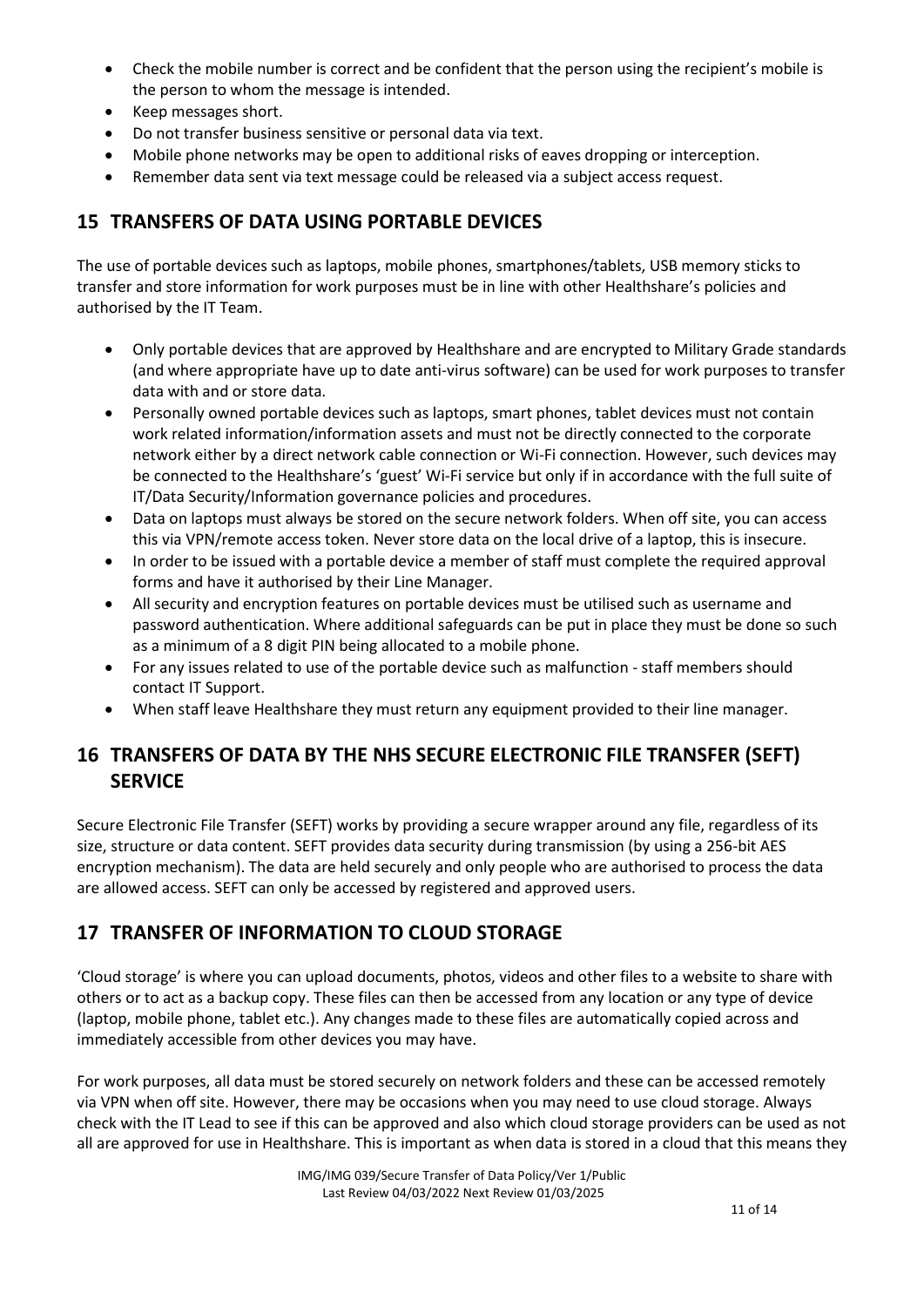- Check the mobile number is correct and be confident that the person using the recipient's mobile is the person to whom the message is intended.
- Keep messages short.
- Do not transfer business sensitive or personal data via text.
- Mobile phone networks may be open to additional risks of eaves dropping or interception.
- Remember data sent via text message could be released via a subject access request.

## 15 TRANSFERS OF DATA USING PORTABLE DEVICES

The use of portable devices such as laptops, mobile phones, smartphones/tablets, USB memory sticks to transfer and store information for work purposes must be in line with other Healthshare's policies and authorised by the IT Team.

- Only portable devices that are approved by Healthshare and are encrypted to Military Grade standards (and where appropriate have up to date anti-virus software) can be used for work purposes to transfer data with and or store data.
- Personally owned portable devices such as laptops, smart phones, tablet devices must not contain work related information/information assets and must not be directly connected to the corporate network either by a direct network cable connection or Wi-Fi connection. However, such devices may be connected to the Healthshare's 'guest' Wi-Fi service but only if in accordance with the full suite of IT/Data Security/Information governance policies and procedures.
- Data on laptops must always be stored on the secure network folders. When off site, you can access this via VPN/remote access token. Never store data on the local drive of a laptop, this is insecure.
- In order to be issued with a portable device a member of staff must complete the required approval forms and have it authorised by their Line Manager.
- All security and encryption features on portable devices must be utilised such as username and password authentication. Where additional safeguards can be put in place they must be done so such as a minimum of a 8 digit PIN being allocated to a mobile phone.
- For any issues related to use of the portable device such as malfunction - staff members should contact IT Support.
- When staff leave Healthshare they must return any equipment provided to their line manager.

## 16 TRANSFERS OF DATA BY THE NHS SECURE ELECTRONIC FILE TRANSFER (SEFT) SERVICE

Secure Electronic File Transfer (SEFT) works by providing a secure wrapper around any file, regardless of its size, structure or data content. SEFT provides data security during transmission (by using a 256-bit AES encryption mechanism). The data are held securely and only people who are authorised to process the data are allowed access. SEFT can only be accessed by registered and approved users.

## 17 TRANSFER OF INFORMATION TO CLOUD STORAGE

'Cloud storage' is where you can upload documents, photos, videos and other files to a website to share with others or to act as a backup copy. These files can then be accessed from any location or any type of device (laptop, mobile phone, tablet etc.). Any changes made to these files are automatically copied across and immediately accessible from other devices you may have.

For work purposes, all data must be stored securely on network folders and these can be accessed remotely via VPN when off site. However, there may be occasions when you may need to use cloud storage. Always check with the IT Lead to see if this can be approved and also which cloud storage providers can be used as not all are approved for use in Healthshare. This is important as when data is stored in a cloud that this means they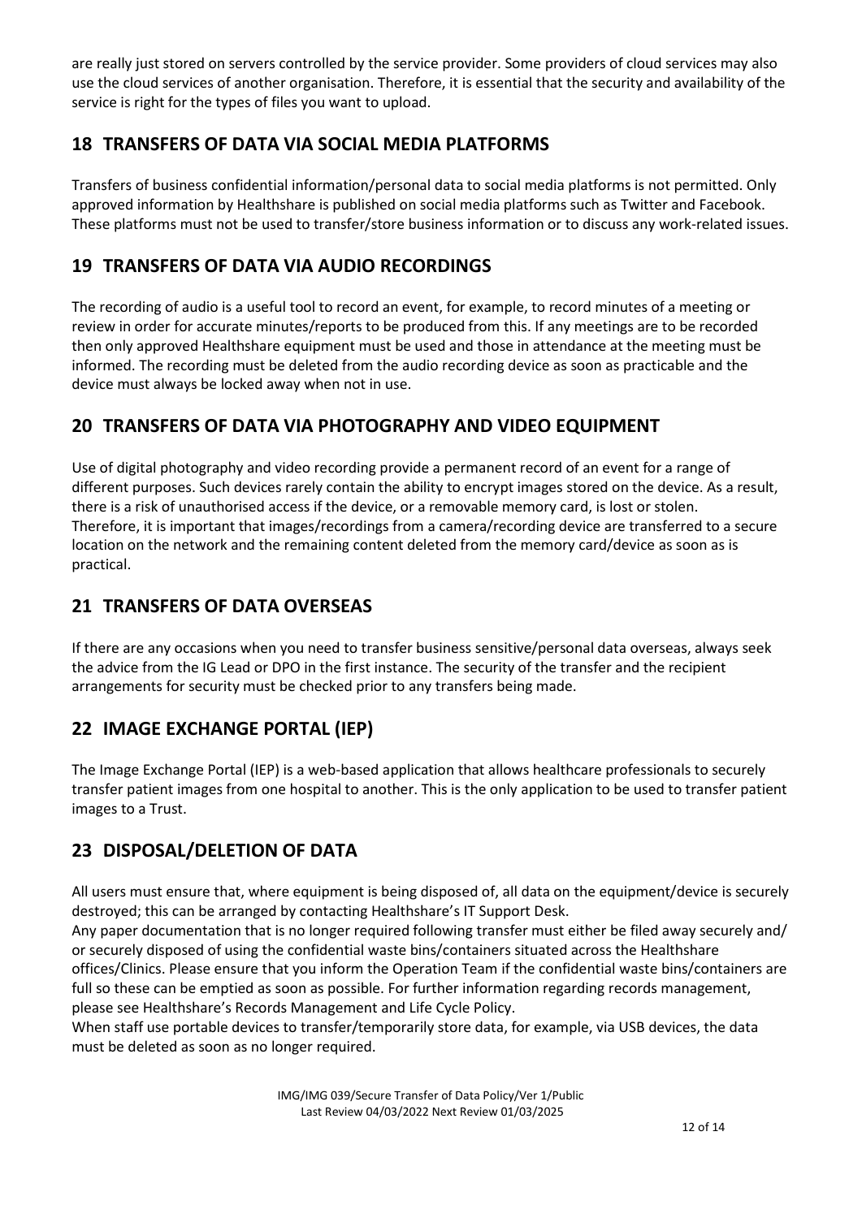are really just stored on servers controlled by the service provider. Some providers of cloud services may also use the cloud services of another organisation. Therefore, it is essential that the security and availability of the service is right for the types of files you want to upload.

## 18 TRANSFERS OF DATA VIA SOCIAL MEDIA PLATFORMS

Transfers of business confidential information/personal data to social media platforms is not permitted. Only approved information by Healthshare is published on social media platforms such as Twitter and Facebook. These platforms must not be used to transfer/store business information or to discuss any work-related issues.

## 19 TRANSFERS OF DATA VIA AUDIO RECORDINGS

The recording of audio is a useful tool to record an event, for example, to record minutes of a meeting or review in order for accurate minutes/reports to be produced from this. If any meetings are to be recorded then only approved Healthshare equipment must be used and those in attendance at the meeting must be informed. The recording must be deleted from the audio recording device as soon as practicable and the device must always be locked away when not in use.

## 20 TRANSFERS OF DATA VIA PHOTOGRAPHY AND VIDEO EQUIPMENT

Use of digital photography and video recording provide a permanent record of an event for a range of different purposes. Such devices rarely contain the ability to encrypt images stored on the device. As a result, there is a risk of unauthorised access if the device, or a removable memory card, is lost or stolen. Therefore, it is important that images/recordings from a camera/recording device are transferred to a secure location on the network and the remaining content deleted from the memory card/device as soon as is practical.

## 21 TRANSFERS OF DATA OVERSEAS

If there are any occasions when you need to transfer business sensitive/personal data overseas, always seek the advice from the IG Lead or DPO in the first instance. The security of the transfer and the recipient arrangements for security must be checked prior to any transfers being made.

## 22 IMAGE EXCHANGE PORTAL (IEP)

The Image Exchange Portal (IEP) is a web-based application that allows healthcare professionals to securely transfer patient images from one hospital to another. This is the only application to be used to transfer patient images to a Trust.

## 23 DISPOSAL/DELETION OF DATA

All users must ensure that, where equipment is being disposed of, all data on the equipment/device is securely destroyed; this can be arranged by contacting Healthshare's IT Support Desk.

Any paper documentation that is no longer required following transfer must either be filed away securely and/ or securely disposed of using the confidential waste bins/containers situated across the Healthshare offices/Clinics. Please ensure that you inform the Operation Team if the confidential waste bins/containers are full so these can be emptied as soon as possible. For further information regarding records management, please see Healthshare's Records Management and Life Cycle Policy.

When staff use portable devices to transfer/temporarily store data, for example, via USB devices, the data must be deleted as soon as no longer required.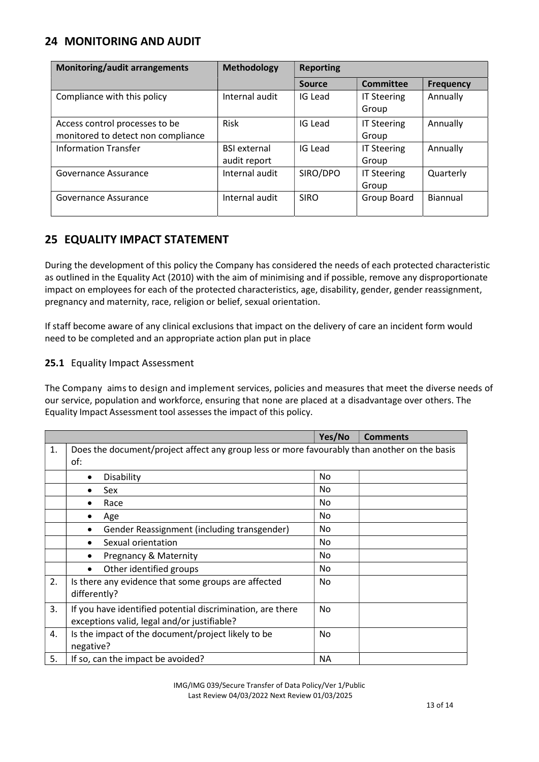## 24 MONITORING AND AUDIT

| Monitoring/audit arrangements | Methodology | Reporting | | |
|---|---|---|---|---|
| | | Source | Committee | Frequency |
| Compliance with this policy | Internal audit | IG Lead | IT Steering Group | Annually |
| Access control processes to be monitored to detect non compliance | Risk | IG Lead | IT Steering Group | Annually |
| Information Transfer | BSI external audit report | IG Lead | IT Steering Group | Annually |
| Governance Assurance | Internal audit | SIRO/DPO | IT Steering Group | Quarterly |
| Governance Assurance | Internal audit | SIRO | Group Board | Biannual |

## 25 EQUALITY IMPACT STATEMENT

During the development of this policy the Company has considered the needs of each protected characteristic as outlined in the Equality Act (2010) with the aim of minimising and if possible, remove any disproportionate impact on employees for each of the protected characteristics, age, disability, gender, gender reassignment, pregnancy and maternity, race, religion or belief, sexual orientation.

If staff become aware of any clinical exclusions that impact on the delivery of care an incident form would need to be completed and an appropriate action plan put in place

### 25.1 Equality Impact Assessment

The Company aims to design and implement services, policies and measures that meet the diverse needs of our service, population and workforce, ensuring that none are placed at a disadvantage over others. The Equality Impact Assessment tool assesses the impact of this policy.

| | | Yes/No | Comments |
|---|---|---|---|
| 1. | Does the document/project affect any group less or more favourably than another on the basis of: | | |
| | • Disability | No | |
| | • Sex | No | |
| | • Race | No | |
| | • Age | No | |
| | • Gender Reassignment (including transgender) | No | |
| | • Sexual orientation | No | |
| | • Pregnancy & Maternity | No | |
| | • Other identified groups | No | |
| 2. | Is there any evidence that some groups are affected differently? | No | |
| 3. | If you have identified potential discrimination, are there exceptions valid, legal and/or justifiable? | No | |
| 4. | Is the impact of the document/project likely to be negative? | No | |
| 5. | If so, can the impact be avoided? | NA | |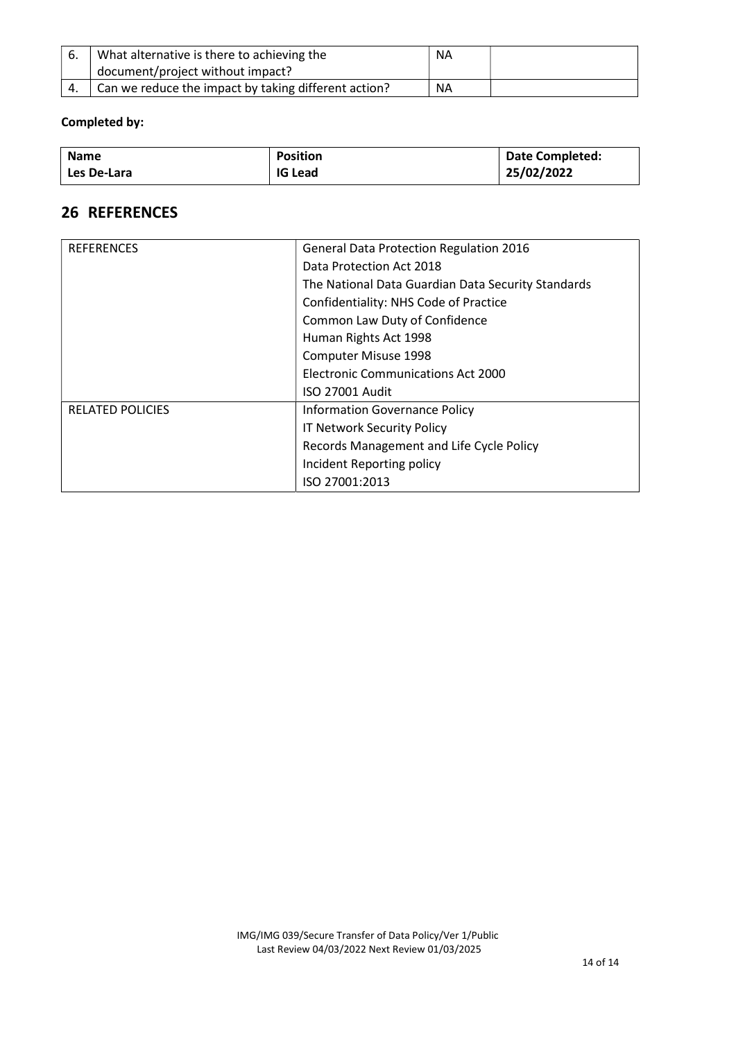| | | | |
|---|---|---|---|
| 6. | What alternative is there to achieving the document/project without impact? | NA | |
| 4. | Can we reduce the impact by taking different action? | NA | |

**Completed by:**

| Name | Position | Date Completed: |
|---|---|---|
| **Les De-Lara** | **IG Lead** | **25/02/2022** |

## 26 REFERENCES

| | |
|---|---|
| REFERENCES | General Data Protection Regulation 2016<br>Data Protection Act 2018<br>The National Data Guardian Data Security Standards<br>Confidentiality: NHS Code of Practice<br>Common Law Duty of Confidence<br>Human Rights Act 1998<br>Computer Misuse 1998<br>Electronic Communications Act 2000<br>ISO 27001 Audit |
| RELATED POLICIES | Information Governance Policy<br>IT Network Security Policy<br>Records Management and Life Cycle Policy<br>Incident Reporting policy<br>ISO 27001:2013 |

IMG/IMG 039/Secure Transfer of Data Policy/Ver 1/Public
Last Review 04/03/2022 Next Review 01/03/2025